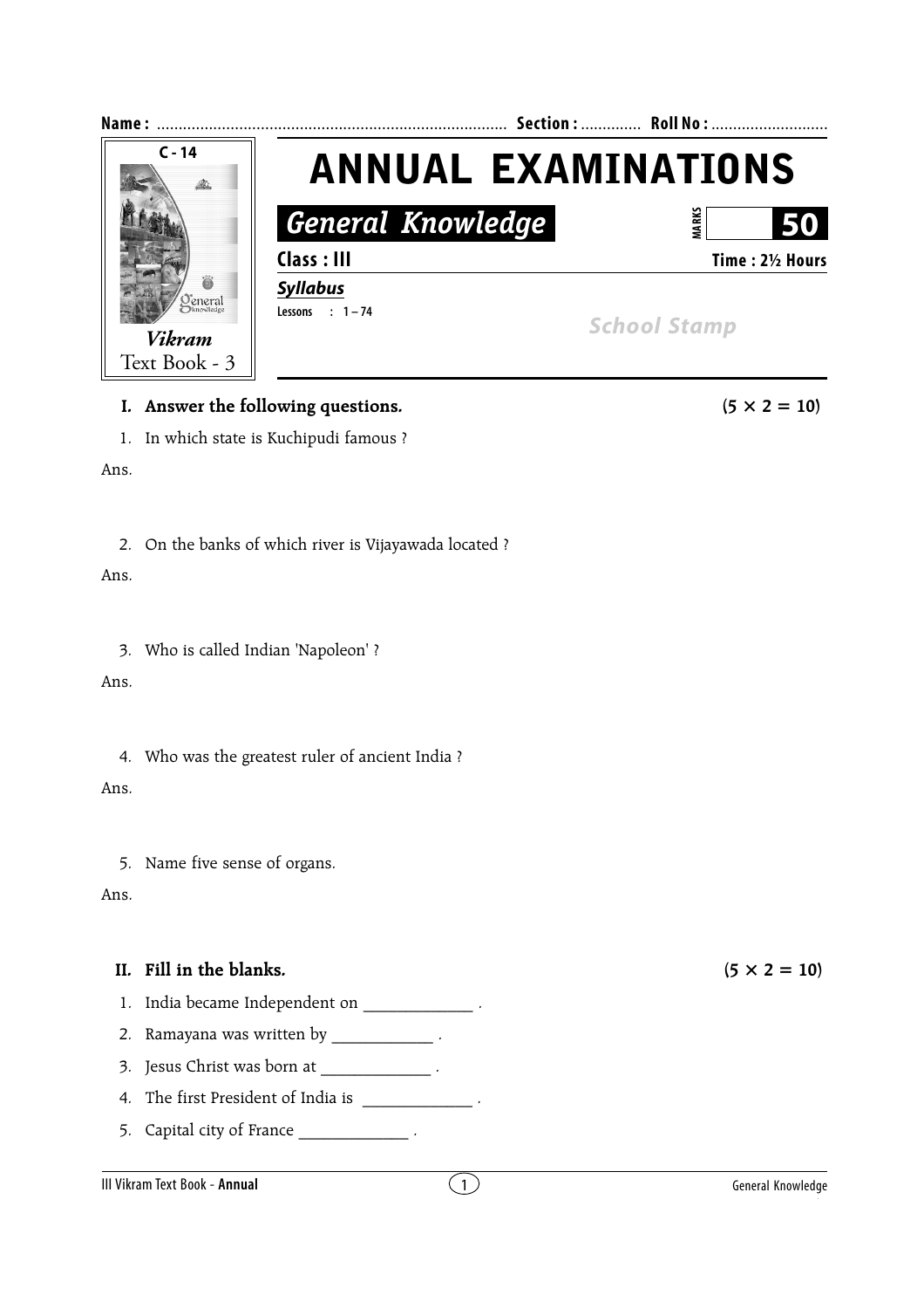Name : ................................................................................ Section : ............. Roll No : ...........................

C - 14

*Vikram*
Text Book - 3

# ANNUAL EXAMINATIONS

## *General Knowledge*

MARKS **50**

**Class : III** **Time : 2½ Hours**

***Syllabus***

Lessons : 1 – 74

*School Stamp*

**I. Answer the following questions.** **(5 × 2 = 10)**

1. In which state is Kuchipudi famous ?

Ans.

2. On the banks of which river is Vijayawada located ?

Ans.

3. Who is called Indian 'Napoleon' ?

Ans.

4. Who was the greatest ruler of ancient India ?

Ans.

5. Name five sense of organs.

Ans.

**II. Fill in the blanks.** **(5 × 2 = 10)**

1. India became Independent on _____________ .
2. Ramayana was written by ____________ .
3. Jesus Christ was born at _____________ .
4. The first President of India is _____________ .
5. Capital city of France _____________ .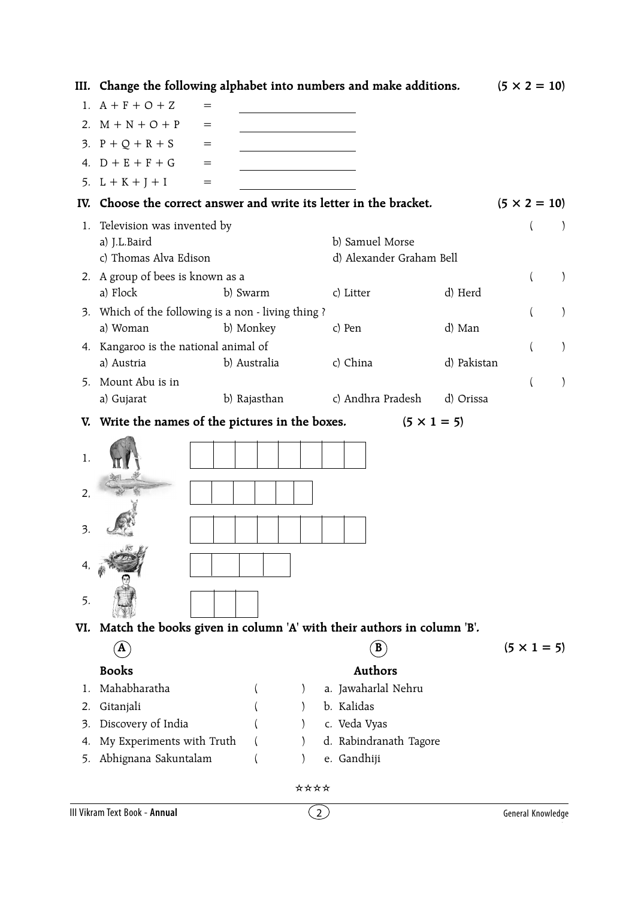**III. Change the following alphabet into numbers and make additions.** **(5 × 2 = 10)**

1. A + F + O + Z = \_\_\_\_\_\_\_\_\_\_\_\_
2. M + N + O + P = \_\_\_\_\_\_\_\_\_\_\_\_
3. P + Q + R + S = \_\_\_\_\_\_\_\_\_\_\_\_
4. D + E + F + G = \_\_\_\_\_\_\_\_\_\_\_\_
5. L + K + J + I = \_\_\_\_\_\_\_\_\_\_\_\_

**IV. Choose the correct answer and write its letter in the bracket.** **(5 × 2 = 10)**

1. Television was invented by ( )
   a) J.L.Baird b) Samuel Morse
   c) Thomas Alva Edison d) Alexander Graham Bell
2. A group of bees is known as a ( )
   a) Flock b) Swarm c) Litter d) Herd
3. Which of the following is a non - living thing ? ( )
   a) Woman b) Monkey c) Pen d) Man
4. Kangaroo is the national animal of ( )
   a) Austria b) Australia c) China d) Pakistan
5. Mount Abu is in ( )
   a) Gujarat b) Rajasthan c) Andhra Pradesh d) Orissa

**V. Write the names of the pictures in the boxes.** **(5 × 1 = 5)**

1. ☐☐☐☐☐☐☐☐
2. ☐☐☐☐☐☐
3. ☐☐☐☐☐☐☐☐
4. ☐☐☐☐
5. ☐☐☐

**VI. Match the books given in column 'A' with their authors in column 'B'.** **(5 × 1 = 5)**

| **A** Books | | **B** Authors |
|---|---|---|
| 1. Mahabharatha | ( ) | a. Jawaharlal Nehru |
| 2. Gitanjali | ( ) | b. Kalidas |
| 3. Discovery of India | ( ) | c. Veda Vyas |
| 4. My Experiments with Truth | ( ) | d. Rabindranath Tagore |
| 5. Abhignana Sakuntalam | ( ) | e. Gandhiji |

☆☆☆☆